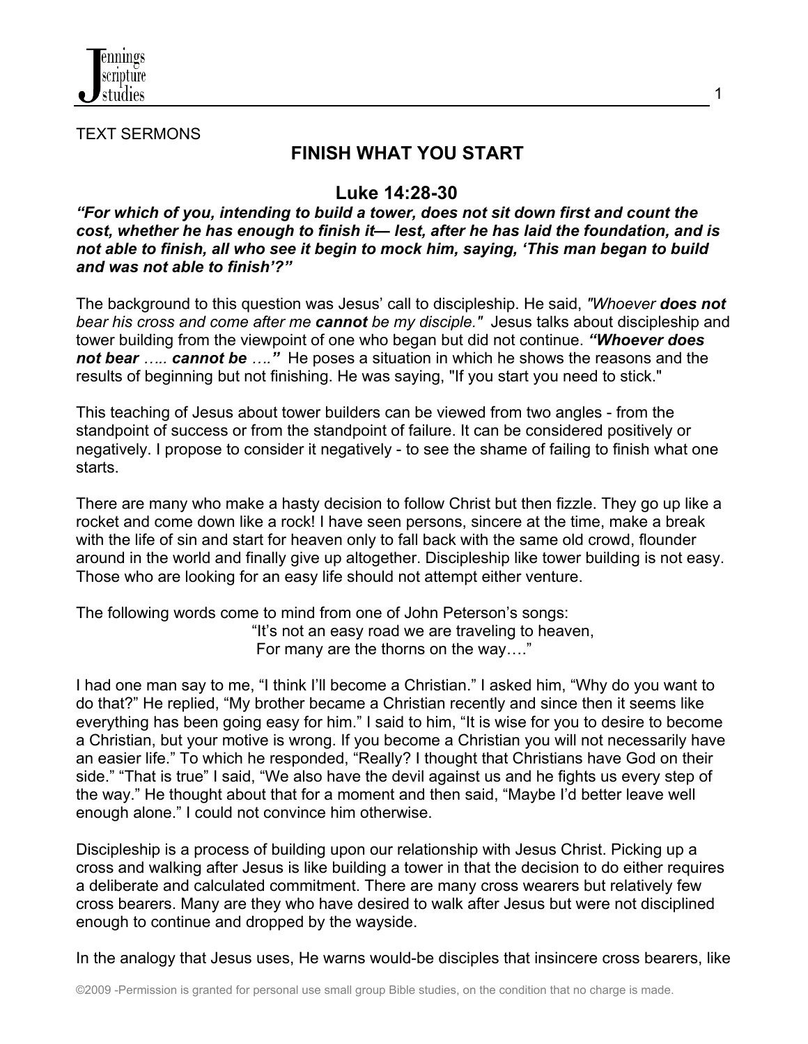TEXT SERMONS

# FINISH WHAT YOU START

## Luke 14:28-30

***"For which of you, intending to build a tower, does not sit down first and count the cost, whether he has enough to finish it— lest, after he has laid the foundation, and is not able to finish, all who see it begin to mock him, saying, 'This man began to build and was not able to finish'?"***

The background to this question was Jesus' call to discipleship. He said, *"Whoever **does not** bear his cross and come after me **cannot** be my disciple."* Jesus talks about discipleship and tower building from the viewpoint of one who began but did not continue. ***"Whoever does not bear** ….. **cannot be** …."* He poses a situation in which he shows the reasons and the results of beginning but not finishing. He was saying, "If you start you need to stick."

This teaching of Jesus about tower builders can be viewed from two angles - from the standpoint of success or from the standpoint of failure. It can be considered positively or negatively. I propose to consider it negatively - to see the shame of failing to finish what one starts.

There are many who make a hasty decision to follow Christ but then fizzle. They go up like a rocket and come down like a rock! I have seen persons, sincere at the time, make a break with the life of sin and start for heaven only to fall back with the same old crowd, flounder around in the world and finally give up altogether. Discipleship like tower building is not easy. Those who are looking for an easy life should not attempt either venture.

The following words come to mind from one of John Peterson's songs:

> "It's not an easy road we are traveling to heaven,
> For many are the thorns on the way…."

I had one man say to me, "I think I'll become a Christian." I asked him, "Why do you want to do that?" He replied, "My brother became a Christian recently and since then it seems like everything has been going easy for him." I said to him, "It is wise for you to desire to become a Christian, but your motive is wrong. If you become a Christian you will not necessarily have an easier life." To which he responded, "Really? I thought that Christians have God on their side." "That is true" I said, "We also have the devil against us and he fights us every step of the way." He thought about that for a moment and then said, "Maybe I'd better leave well enough alone." I could not convince him otherwise.

Discipleship is a process of building upon our relationship with Jesus Christ. Picking up a cross and walking after Jesus is like building a tower in that the decision to do either requires a deliberate and calculated commitment. There are many cross wearers but relatively few cross bearers. Many are they who have desired to walk after Jesus but were not disciplined enough to continue and dropped by the wayside.

In the analogy that Jesus uses, He warns would-be disciples that insincere cross bearers, like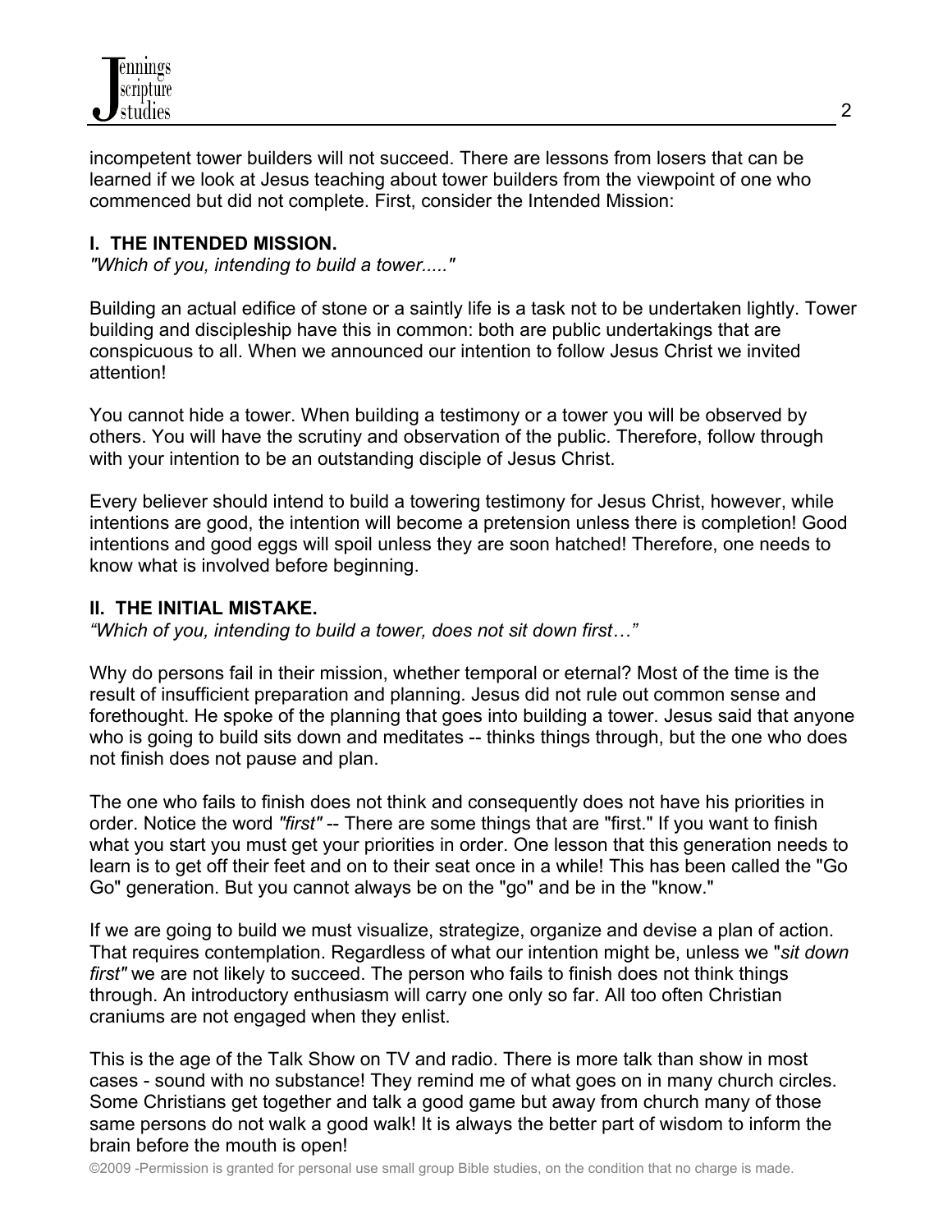incompetent tower builders will not succeed. There are lessons from losers that can be learned if we look at Jesus teaching about tower builders from the viewpoint of one who commenced but did not complete. First, consider the Intended Mission:

## I. THE INTENDED MISSION.

*"Which of you, intending to build a tower....."*

Building an actual edifice of stone or a saintly life is a task not to be undertaken lightly. Tower building and discipleship have this in common: both are public undertakings that are conspicuous to all. When we announced our intention to follow Jesus Christ we invited attention!

You cannot hide a tower. When building a testimony or a tower you will be observed by others. You will have the scrutiny and observation of the public. Therefore, follow through with your intention to be an outstanding disciple of Jesus Christ.

Every believer should intend to build a towering testimony for Jesus Christ, however, while intentions are good, the intention will become a pretension unless there is completion! Good intentions and good eggs will spoil unless they are soon hatched! Therefore, one needs to know what is involved before beginning.

## II. THE INITIAL MISTAKE.

*"Which of you, intending to build a tower, does not sit down first…"*

Why do persons fail in their mission, whether temporal or eternal? Most of the time is the result of insufficient preparation and planning. Jesus did not rule out common sense and forethought. He spoke of the planning that goes into building a tower. Jesus said that anyone who is going to build sits down and meditates -- thinks things through, but the one who does not finish does not pause and plan.

The one who fails to finish does not think and consequently does not have his priorities in order. Notice the word *"first"* -- There are some things that are "first." If you want to finish what you start you must get your priorities in order. One lesson that this generation needs to learn is to get off their feet and on to their seat once in a while! This has been called the "Go Go" generation. But you cannot always be on the "go" and be in the "know."

If we are going to build we must visualize, strategize, organize and devise a plan of action. That requires contemplation. Regardless of what our intention might be, unless we "*sit down first"* we are not likely to succeed. The person who fails to finish does not think things through. An introductory enthusiasm will carry one only so far. All too often Christian craniums are not engaged when they enlist.

This is the age of the Talk Show on TV and radio. There is more talk than show in most cases - sound with no substance! They remind me of what goes on in many church circles. Some Christians get together and talk a good game but away from church many of those same persons do not walk a good walk! It is always the better part of wisdom to inform the brain before the mouth is open!

©2009 -Permission is granted for personal use small group Bible studies, on the condition that no charge is made.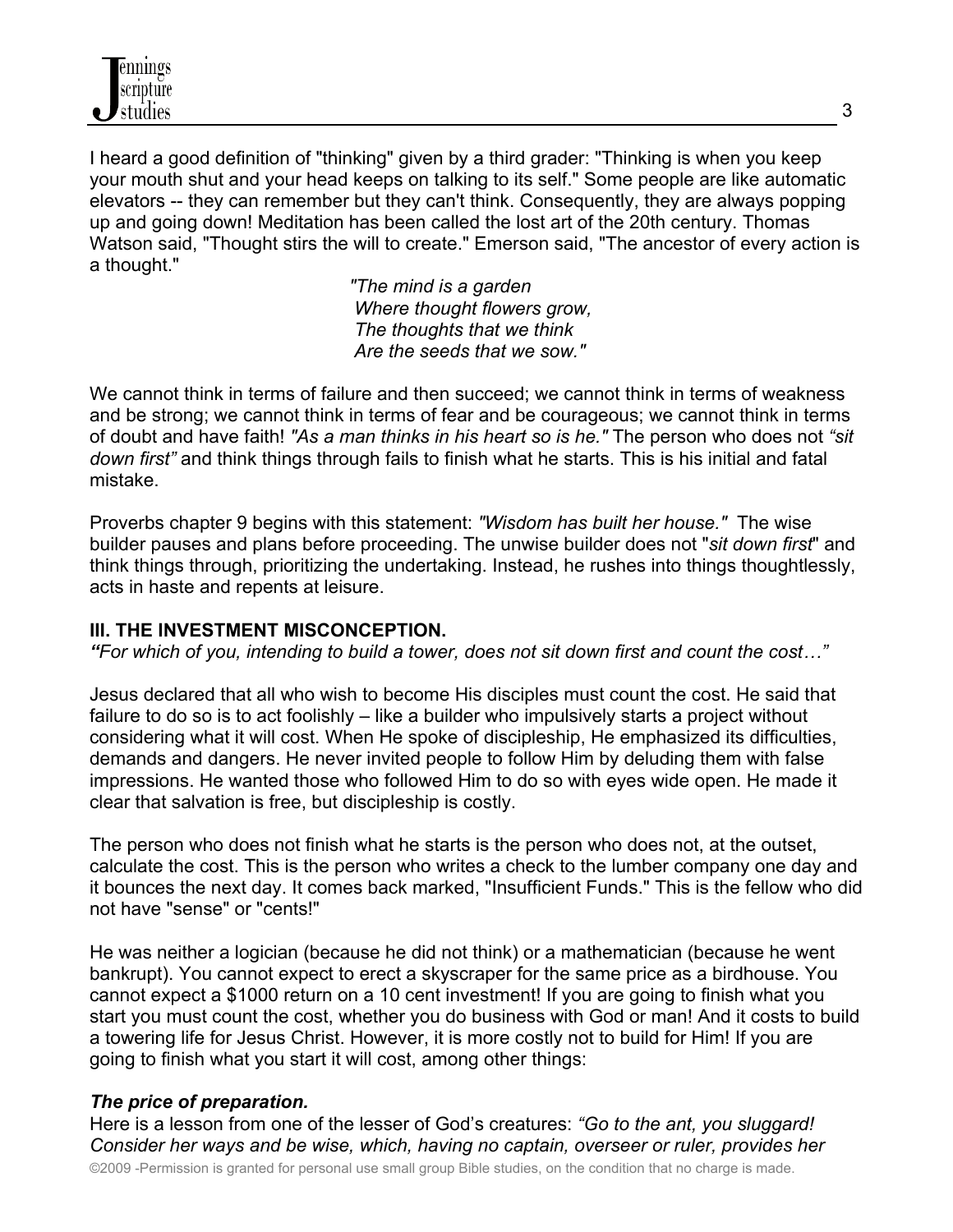I heard a good definition of "thinking" given by a third grader: "Thinking is when you keep your mouth shut and your head keeps on talking to its self." Some people are like automatic elevators -- they can remember but they can't think. Consequently, they are always popping up and going down! Meditation has been called the lost art of the 20th century. Thomas Watson said, "Thought stirs the will to create." Emerson said, "The ancestor of every action is a thought."

> *"The mind is a garden*
> *Where thought flowers grow,*
> *The thoughts that we think*
> *Are the seeds that we sow."*

We cannot think in terms of failure and then succeed; we cannot think in terms of weakness and be strong; we cannot think in terms of fear and be courageous; we cannot think in terms of doubt and have faith! *"As a man thinks in his heart so is he."* The person who does not *"sit down first"* and think things through fails to finish what he starts. This is his initial and fatal mistake.

Proverbs chapter 9 begins with this statement: *"Wisdom has built her house."* The wise builder pauses and plans before proceeding. The unwise builder does not "*sit down first*" and think things through, prioritizing the undertaking. Instead, he rushes into things thoughtlessly, acts in haste and repents at leisure.

### III. THE INVESTMENT MISCONCEPTION.

***"****For which of you, intending to build a tower, does not sit down first and count the cost…"*

Jesus declared that all who wish to become His disciples must count the cost. He said that failure to do so is to act foolishly – like a builder who impulsively starts a project without considering what it will cost. When He spoke of discipleship, He emphasized its difficulties, demands and dangers. He never invited people to follow Him by deluding them with false impressions. He wanted those who followed Him to do so with eyes wide open. He made it clear that salvation is free, but discipleship is costly.

The person who does not finish what he starts is the person who does not, at the outset, calculate the cost. This is the person who writes a check to the lumber company one day and it bounces the next day. It comes back marked, "Insufficient Funds." This is the fellow who did not have "sense" or "cents!"

He was neither a logician (because he did not think) or a mathematician (because he went bankrupt). You cannot expect to erect a skyscraper for the same price as a birdhouse. You cannot expect a $1000 return on a 10 cent investment! If you are going to finish what you start you must count the cost, whether you do business with God or man! And it costs to build a towering life for Jesus Christ. However, it is more costly not to build for Him! If you are going to finish what you start it will cost, among other things:

***The price of preparation.***

Here is a lesson from one of the lesser of God's creatures: *"Go to the ant, you sluggard! Consider her ways and be wise, which, having no captain, overseer or ruler, provides her*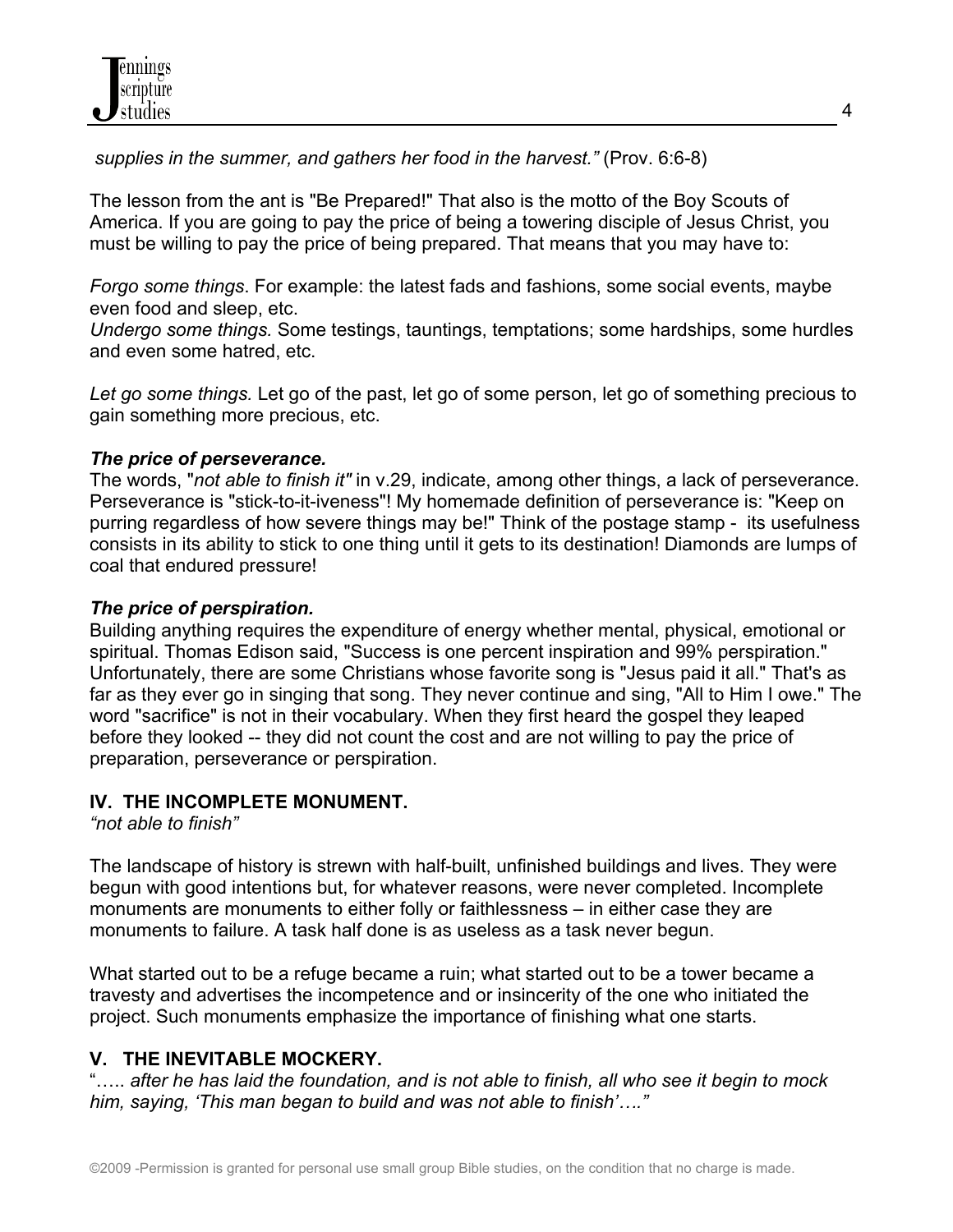*supplies in the summer, and gathers her food in the harvest."* (Prov. 6:6-8)

The lesson from the ant is "Be Prepared!" That also is the motto of the Boy Scouts of America. If you are going to pay the price of being a towering disciple of Jesus Christ, you must be willing to pay the price of being prepared. That means that you may have to:

*Forgo some things*. For example: the latest fads and fashions, some social events, maybe even food and sleep, etc.
*Undergo some things.* Some testings, tauntings, temptations; some hardships, some hurdles and even some hatred, etc.

*Let go some things.* Let go of the past, let go of some person, let go of something precious to gain something more precious, etc.

***The price of perseverance.***
The words, "*not able to finish it"* in v.29, indicate, among other things, a lack of perseverance. Perseverance is "stick-to-it-iveness"! My homemade definition of perseverance is: "Keep on purring regardless of how severe things may be!" Think of the postage stamp - its usefulness consists in its ability to stick to one thing until it gets to its destination! Diamonds are lumps of coal that endured pressure!

***The price of perspiration.***
Building anything requires the expenditure of energy whether mental, physical, emotional or spiritual. Thomas Edison said, "Success is one percent inspiration and 99% perspiration." Unfortunately, there are some Christians whose favorite song is "Jesus paid it all." That's as far as they ever go in singing that song. They never continue and sing, "All to Him I owe." The word "sacrifice" is not in their vocabulary. When they first heard the gospel they leaped before they looked -- they did not count the cost and are not willing to pay the price of preparation, perseverance or perspiration.

## IV. THE INCOMPLETE MONUMENT.

*"not able to finish"*

The landscape of history is strewn with half-built, unfinished buildings and lives. They were begun with good intentions but, for whatever reasons, were never completed. Incomplete monuments are monuments to either folly or faithlessness – in either case they are monuments to failure. A task half done is as useless as a task never begun.

What started out to be a refuge became a ruin; what started out to be a tower became a travesty and advertises the incompetence and or insincerity of the one who initiated the project. Such monuments emphasize the importance of finishing what one starts.

## V. THE INEVITABLE MOCKERY.

"….. *after he has laid the foundation, and is not able to finish, all who see it begin to mock him, saying, 'This man began to build and was not able to finish'…."*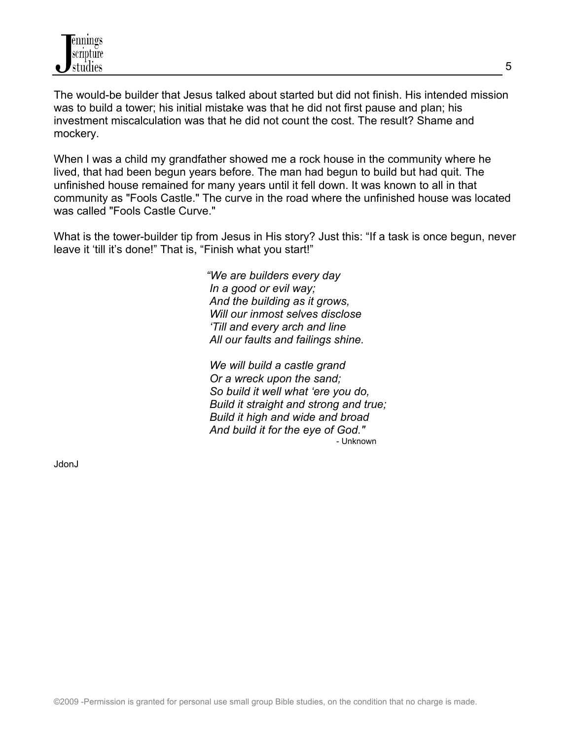The would-be builder that Jesus talked about started but did not finish. His intended mission was to build a tower; his initial mistake was that he did not first pause and plan; his investment miscalculation was that he did not count the cost. The result? Shame and mockery.

When I was a child my grandfather showed me a rock house in the community where he lived, that had been begun years before. The man had begun to build but had quit. The unfinished house remained for many years until it fell down. It was known to all in that community as "Fools Castle." The curve in the road where the unfinished house was located was called "Fools Castle Curve."

What is the tower-builder tip from Jesus in His story? Just this: "If a task is once begun, never leave it 'till it's done!" That is, "Finish what you start!"

> *"We are builders every day*
> *In a good or evil way;*
> *And the building as it grows,*
> *Will our inmost selves disclose*
> *'Till and every arch and line*
> *All our faults and failings shine.*
>
> *We will build a castle grand*
> *Or a wreck upon the sand;*
> *So build it well what 'ere you do,*
> *Build it straight and strong and true;*
> *Build it high and wide and broad*
> *And build it for the eye of God."*
>
> \- Unknown

JdonJ

©2009 -Permission is granted for personal use small group Bible studies, on the condition that no charge is made.